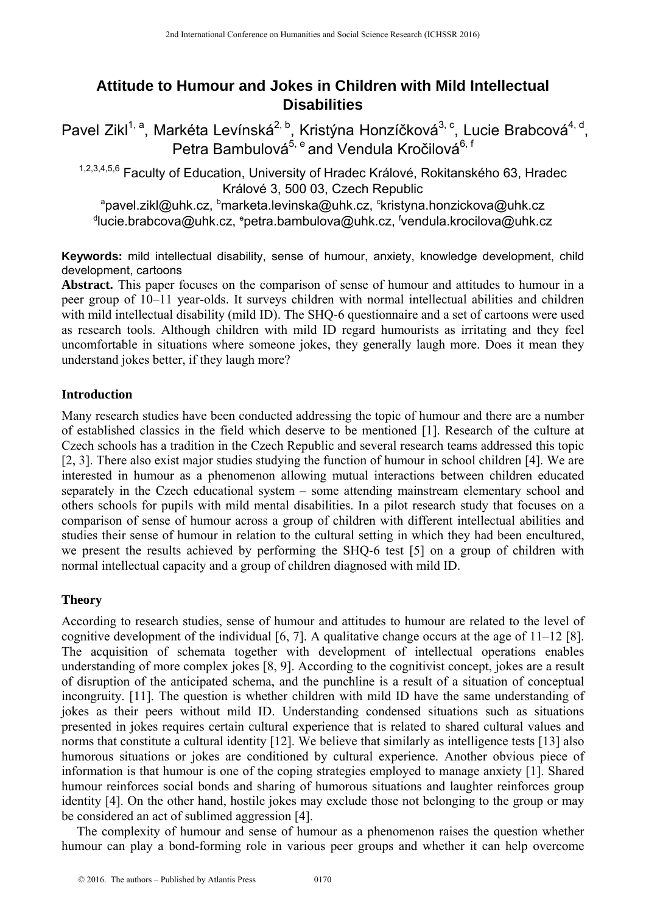# Attitude to Humour and Jokes in Children with Mild Intellectual Disabilities

Pavel Zikl[1, a], Markéta Levínská[2, b], Kristýna Honzíčková[3, c], Lucie Brabcová[4, d], Petra Bambulová[5, e] and Vendula Kročilová[6, f]

[1,2,3,4,5,6] Faculty of Education, University of Hradec Králové, Rokitanského 63, Hradec Králové 3, 500 03, Czech Republic

[a]pavel.zikl@uhk.cz, [b]marketa.levinska@uhk.cz, [c]kristyna.honzickova@uhk.cz
[d]lucie.brabcova@uhk.cz, [e]petra.bambulova@uhk.cz, [f]vendula.krocilova@uhk.cz

**Keywords:** mild intellectual disability, sense of humour, anxiety, knowledge development, child development, cartoons

**Abstract.** This paper focuses on the comparison of sense of humour and attitudes to humour in a peer group of 10–11 year-olds. It surveys children with normal intellectual abilities and children with mild intellectual disability (mild ID). The SHQ-6 questionnaire and a set of cartoons were used as research tools. Although children with mild ID regard humourists as irritating and they feel uncomfortable in situations where someone jokes, they generally laugh more. Does it mean they understand jokes better, if they laugh more?

## Introduction

Many research studies have been conducted addressing the topic of humour and there are a number of established classics in the field which deserve to be mentioned [1]. Research of the culture at Czech schools has a tradition in the Czech Republic and several research teams addressed this topic [2, 3]. There also exist major studies studying the function of humour in school children [4]. We are interested in humour as a phenomenon allowing mutual interactions between children educated separately in the Czech educational system – some attending mainstream elementary school and others schools for pupils with mild mental disabilities. In a pilot research study that focuses on a comparison of sense of humour across a group of children with different intellectual abilities and studies their sense of humour in relation to the cultural setting in which they had been encultured, we present the results achieved by performing the SHQ-6 test [5] on a group of children with normal intellectual capacity and a group of children diagnosed with mild ID.

## Theory

According to research studies, sense of humour and attitudes to humour are related to the level of cognitive development of the individual [6, 7]. A qualitative change occurs at the age of 11–12 [8]. The acquisition of schemata together with development of intellectual operations enables understanding of more complex jokes [8, 9]. According to the cognitivist concept, jokes are a result of disruption of the anticipated schema, and the punchline is a result of a situation of conceptual incongruity. [11]. The question is whether children with mild ID have the same understanding of jokes as their peers without mild ID. Understanding condensed situations such as situations presented in jokes requires certain cultural experience that is related to shared cultural values and norms that constitute a cultural identity [12]. We believe that similarly as intelligence tests [13] also humorous situations or jokes are conditioned by cultural experience. Another obvious piece of information is that humour is one of the coping strategies employed to manage anxiety [1]. Shared humour reinforces social bonds and sharing of humorous situations and laughter reinforces group identity [4]. On the other hand, hostile jokes may exclude those not belonging to the group or may be considered an act of sublimed aggression [4].

The complexity of humour and sense of humour as a phenomenon raises the question whether humour can play a bond-forming role in various peer groups and whether it can help overcome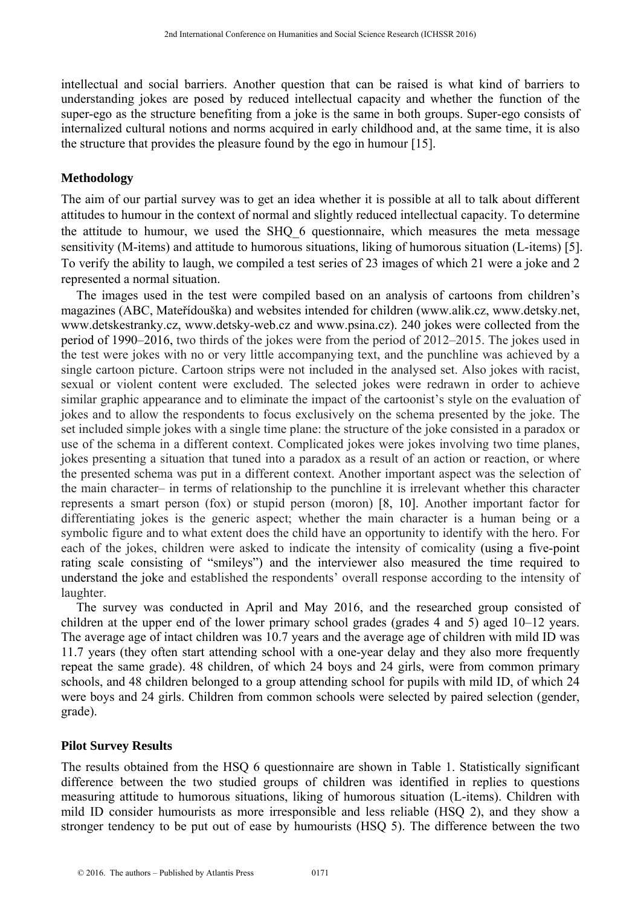intellectual and social barriers. Another question that can be raised is what kind of barriers to understanding jokes are posed by reduced intellectual capacity and whether the function of the super-ego as the structure benefiting from a joke is the same in both groups. Super-ego consists of internalized cultural notions and norms acquired in early childhood and, at the same time, it is also the structure that provides the pleasure found by the ego in humour [15].

## Methodology

The aim of our partial survey was to get an idea whether it is possible at all to talk about different attitudes to humour in the context of normal and slightly reduced intellectual capacity. To determine the attitude to humour, we used the SHQ_6 questionnaire, which measures the meta message sensitivity (M-items) and attitude to humorous situations, liking of humorous situation (L-items) [5]. To verify the ability to laugh, we compiled a test series of 23 images of which 21 were a joke and 2 represented a normal situation.

The images used in the test were compiled based on an analysis of cartoons from children's magazines (ABC, Mateřídouška) and websites intended for children (www.alik.cz, www.detsky.net, www.detskestranky.cz, www.detsky-web.cz and www.psina.cz). 240 jokes were collected from the period of 1990–2016, two thirds of the jokes were from the period of 2012–2015. The jokes used in the test were jokes with no or very little accompanying text, and the punchline was achieved by a single cartoon picture. Cartoon strips were not included in the analysed set. Also jokes with racist, sexual or violent content were excluded. The selected jokes were redrawn in order to achieve similar graphic appearance and to eliminate the impact of the cartoonist's style on the evaluation of jokes and to allow the respondents to focus exclusively on the schema presented by the joke. The set included simple jokes with a single time plane: the structure of the joke consisted in a paradox or use of the schema in a different context. Complicated jokes were jokes involving two time planes, jokes presenting a situation that tuned into a paradox as a result of an action or reaction, or where the presented schema was put in a different context. Another important aspect was the selection of the main character– in terms of relationship to the punchline it is irrelevant whether this character represents a smart person (fox) or stupid person (moron) [8, 10]. Another important factor for differentiating jokes is the generic aspect; whether the main character is a human being or a symbolic figure and to what extent does the child have an opportunity to identify with the hero. For each of the jokes, children were asked to indicate the intensity of comicality (using a five-point rating scale consisting of "smileys") and the interviewer also measured the time required to understand the joke and established the respondents' overall response according to the intensity of laughter.

The survey was conducted in April and May 2016, and the researched group consisted of children at the upper end of the lower primary school grades (grades 4 and 5) aged 10–12 years. The average age of intact children was 10.7 years and the average age of children with mild ID was 11.7 years (they often start attending school with a one-year delay and they also more frequently repeat the same grade). 48 children, of which 24 boys and 24 girls, were from common primary schools, and 48 children belonged to a group attending school for pupils with mild ID, of which 24 were boys and 24 girls. Children from common schools were selected by paired selection (gender, grade).

## Pilot Survey Results

The results obtained from the HSQ 6 questionnaire are shown in Table 1. Statistically significant difference between the two studied groups of children was identified in replies to questions measuring attitude to humorous situations, liking of humorous situation (L-items). Children with mild ID consider humourists as more irresponsible and less reliable (HSQ 2), and they show a stronger tendency to be put out of ease by humourists (HSQ 5). The difference between the two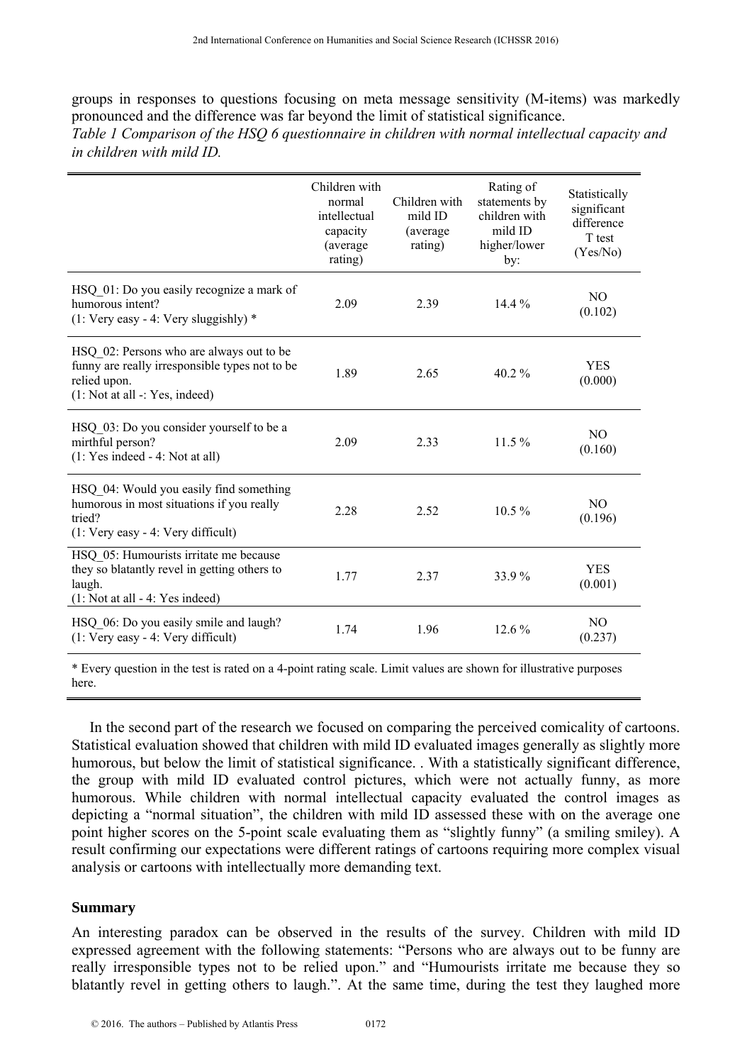groups in responses to questions focusing on meta message sensitivity (M-items) was markedly pronounced and the difference was far beyond the limit of statistical significance.

*Table 1 Comparison of the HSQ 6 questionnaire in children with normal intellectual capacity and in children with mild ID.*

| | Children with normal intellectual capacity (average rating) | Children with mild ID (average rating) | Rating of statements by children with mild ID higher/lower by: | Statistically significant difference T test (Yes/No) |
|---|---|---|---|---|
| HSQ_01: Do you easily recognize a mark of humorous intent? (1: Very easy - 4: Very sluggishly) * | 2.09 | 2.39 | 14.4 % | NO (0.102) |
| HSQ_02: Persons who are always out to be funny are really irresponsible types not to be relied upon. (1: Not at all -: Yes, indeed) | 1.89 | 2.65 | 40.2 % | YES (0.000) |
| HSQ_03: Do you consider yourself to be a mirthful person? (1: Yes indeed - 4: Not at all) | 2.09 | 2.33 | 11.5 % | NO (0.160) |
| HSQ_04: Would you easily find something humorous in most situations if you really tried? (1: Very easy - 4: Very difficult) | 2.28 | 2.52 | 10.5 % | NO (0.196) |
| HSQ_05: Humourists irritate me because they so blatantly revel in getting others to laugh. (1: Not at all - 4: Yes indeed) | 1.77 | 2.37 | 33.9 % | YES (0.001) |
| HSQ_06: Do you easily smile and laugh? (1: Very easy - 4: Very difficult) | 1.74 | 1.96 | 12.6 % | NO (0.237) |

\* Every question in the test is rated on a 4-point rating scale. Limit values are shown for illustrative purposes here.

In the second part of the research we focused on comparing the perceived comicality of cartoons. Statistical evaluation showed that children with mild ID evaluated images generally as slightly more humorous, but below the limit of statistical significance. . With a statistically significant difference, the group with mild ID evaluated control pictures, which were not actually funny, as more humorous. While children with normal intellectual capacity evaluated the control images as depicting a "normal situation", the children with mild ID assessed these with on the average one point higher scores on the 5-point scale evaluating them as "slightly funny" (a smiling smiley). A result confirming our expectations were different ratings of cartoons requiring more complex visual analysis or cartoons with intellectually more demanding text.

## Summary

An interesting paradox can be observed in the results of the survey. Children with mild ID expressed agreement with the following statements: "Persons who are always out to be funny are really irresponsible types not to be relied upon." and "Humourists irritate me because they so blatantly revel in getting others to laugh.". At the same time, during the test they laughed more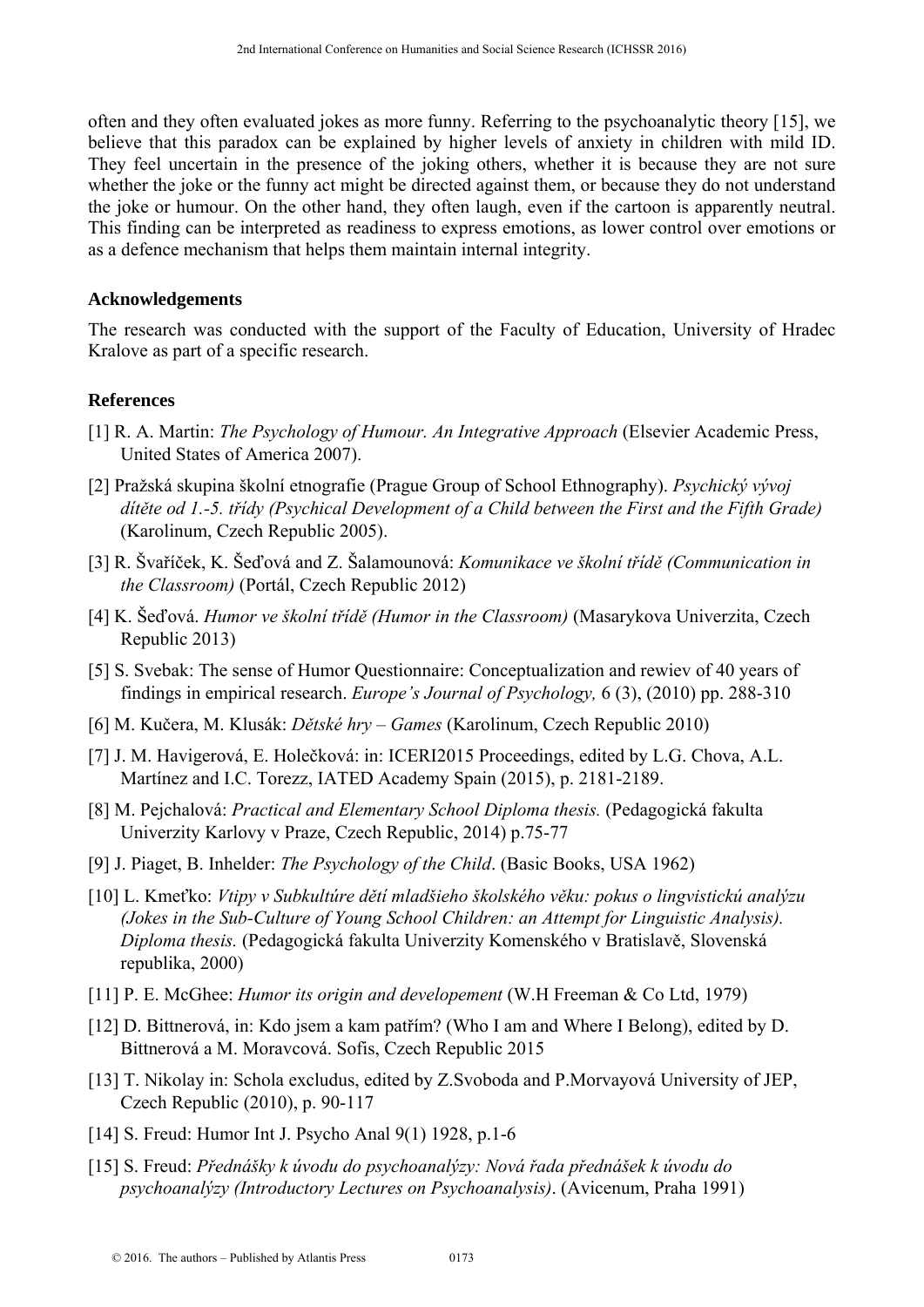often and they often evaluated jokes as more funny. Referring to the psychoanalytic theory [15], we believe that this paradox can be explained by higher levels of anxiety in children with mild ID. They feel uncertain in the presence of the joking others, whether it is because they are not sure whether the joke or the funny act might be directed against them, or because they do not understand the joke or humour. On the other hand, they often laugh, even if the cartoon is apparently neutral. This finding can be interpreted as readiness to express emotions, as lower control over emotions or as a defence mechanism that helps them maintain internal integrity.

### Acknowledgements

The research was conducted with the support of the Faculty of Education, University of Hradec Kralove as part of a specific research.

### References

[1] R. A. Martin: *The Psychology of Humour. An Integrative Approach* (Elsevier Academic Press, United States of America 2007).

[2] Pražská skupina školní etnografie (Prague Group of School Ethnography). *Psychický vývoj dítěte od 1.-5. třídy (Psychical Development of a Child between the First and the Fifth Grade)* (Karolinum, Czech Republic 2005).

[3] R. Švaříček, K. Šeďová and Z. Šalamounová: *Komunikace ve školní třídě (Communication in the Classroom)* (Portál, Czech Republic 2012)

[4] K. Šeďová. *Humor ve školní třídě (Humor in the Classroom)* (Masarykova Univerzita, Czech Republic 2013)

[5] S. Svebak: The sense of Humor Questionnaire: Conceptualization and rewiev of 40 years of findings in empirical research. *Europe's Journal of Psychology,* 6 (3), (2010) pp. 288-310

[6] M. Kučera, M. Klusák: *Dětské hry – Games* (Karolinum, Czech Republic 2010)

[7] J. M. Havigerová, E. Holečková: in: ICERI2015 Proceedings, edited by L.G. Chova, A.L. Martínez and I.C. Torezz, IATED Academy Spain (2015), p. 2181-2189.

[8] M. Pejchalová: *Practical and Elementary School Diploma thesis.* (Pedagogická fakulta Univerzity Karlovy v Praze, Czech Republic, 2014) p.75-77

[9] J. Piaget, B. Inhelder: *The Psychology of the Child*. (Basic Books, USA 1962)

[10] L. Kmeťko: *Vtipy v Subkultúre dětí mladšieho školského věku: pokus o lingvistickú analýzu (Jokes in the Sub-Culture of Young School Children: an Attempt for Linguistic Analysis). Diploma thesis.* (Pedagogická fakulta Univerzity Komenského v Bratislavě, Slovenská republika, 2000)

[11] P. E. McGhee: *Humor its origin and developement* (W.H Freeman & Co Ltd, 1979)

[12] D. Bittnerová, in: Kdo jsem a kam patřím? (Who I am and Where I Belong), edited by D. Bittnerová a M. Moravcová. Sofis, Czech Republic 2015

[13] T. Nikolay in: Schola excludus, edited by Z.Svoboda and P.Morvayová University of JEP, Czech Republic (2010), p. 90-117

[14] S. Freud: Humor Int J. Psycho Anal 9(1) 1928, p.1-6

[15] S. Freud: *Přednášky k úvodu do psychoanalýzy: Nová řada přednášek k úvodu do psychoanalýzy (Introductory Lectures on Psychoanalysis)*. (Avicenum, Praha 1991)